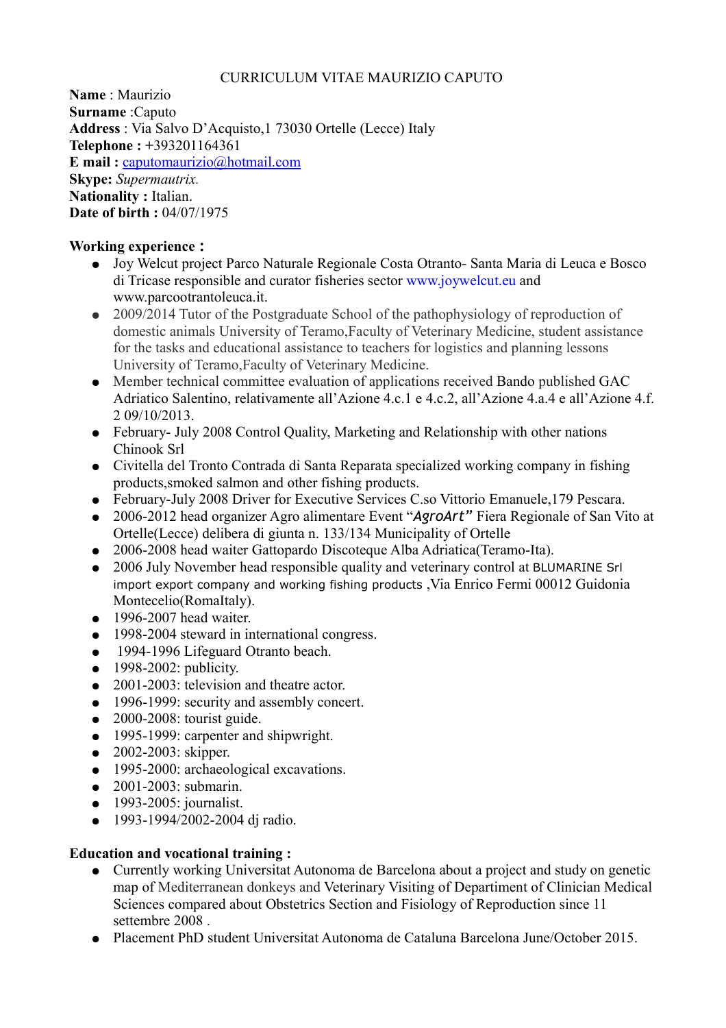CURRICULUM VITAE MAURIZIO CAPUTO

**Name** : Maurizio
**Surname** :Caputo
**Address** : Via Salvo D'Acquisto,1 73030 Ortelle (Lecce) Italy
**Telephone :** +393201164361
**E mail :** caputomaurizio@hotmail.com
**Skype:** *Supermautrix.*
**Nationality :** Italian.
**Date of birth :** 04/07/1975

**Working experience :**

- Joy Welcut project Parco Naturale Regionale Costa Otranto- Santa Maria di Leuca e Bosco di Tricase responsible and curator fisheries sector www.joywelcut.eu and www.parcootrantoleuca.it.
- 2009/2014 Tutor of the Postgraduate School of the pathophysiology of reproduction of domestic animals University of Teramo,Faculty of Veterinary Medicine, student assistance for the tasks and educational assistance to teachers for logistics and planning lessons University of Teramo,Faculty of Veterinary Medicine.
- Member technical committee evaluation of applications received Bando published GAC Adriatico Salentino, relativamente all'Azione 4.c.1 e 4.c.2, all'Azione 4.a.4 e all'Azione 4.f. 2 09/10/2013.
- February- July 2008 Control Quality, Marketing and Relationship with other nations Chinook Srl
- Civitella del Tronto Contrada di Santa Reparata specialized working company in fishing products,smoked salmon and other fishing products.
- February-July 2008 Driver for Executive Services C.so Vittorio Emanuele,179 Pescara.
- 2006-2012 head organizer Agro alimentare Event "*AgroArt*" Fiera Regionale of San Vito at Ortelle(Lecce) delibera di giunta n. 133/134 Municipality of Ortelle
- 2006-2008 head waiter Gattopardo Discoteque Alba Adriatica(Teramo-Ita).
- 2006 July November head responsible quality and veterinary control at BLUMARINE Srl import export company and working fishing products ,Via Enrico Fermi 00012 Guidonia Montecelio(RomaItaly).
- 1996-2007 head waiter.
- 1998-2004 steward in international congress.
- 1994-1996 Lifeguard Otranto beach.
- 1998-2002: publicity.
- 2001-2003: television and theatre actor.
- 1996-1999: security and assembly concert.
- 2000-2008: tourist guide.
- 1995-1999: carpenter and shipwright.
- 2002-2003: skipper.
- 1995-2000: archaeological excavations.
- 2001-2003: submarin.
- 1993-2005: journalist.
- 1993-1994/2002-2004 dj radio.

**Education and vocational training :**

- Currently working Universitat Autonoma de Barcelona about a project and study on genetic map of Mediterranean donkeys and Veterinary Visiting of Department of Clinician Medical Sciences compared about Obstetrics Section and Fisiology of Reproduction since 11 settembre 2008 .
- Placement PhD student Universitat Autonoma de Cataluna Barcelona June/October 2015.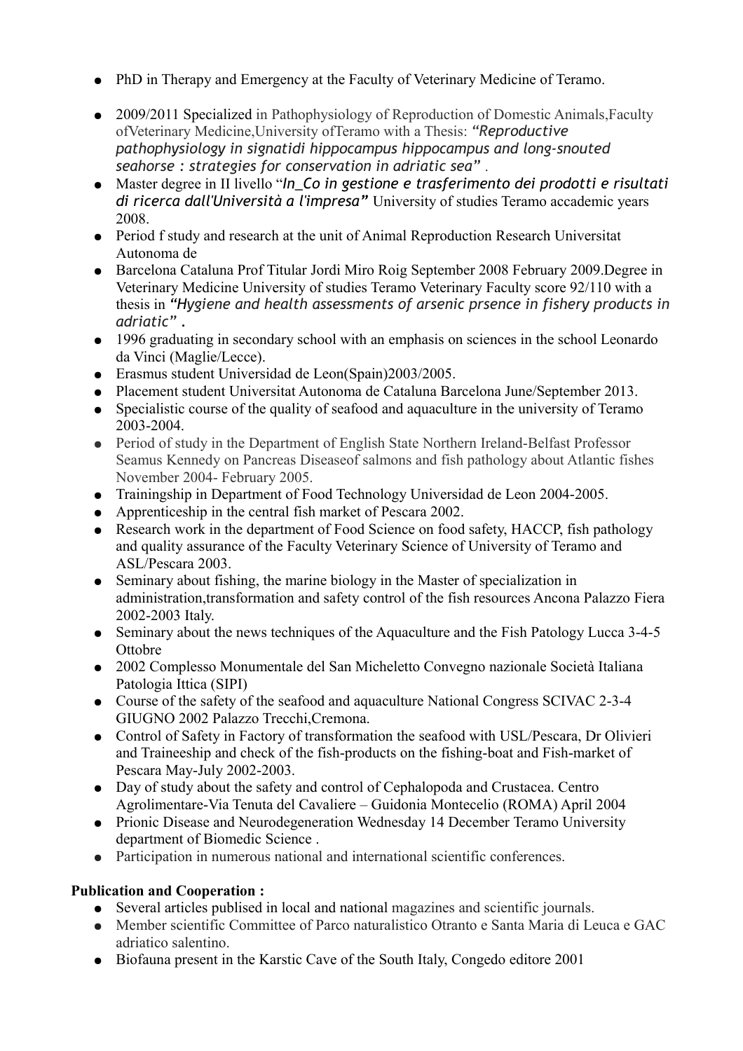- PhD in Therapy and Emergency at the Faculty of Veterinary Medicine of Teramo.
- 2009/2011 Specialized in Pathophysiology of Reproduction of Domestic Animals,Faculty ofVeterinary Medicine,University ofTeramo with a Thesis: *"Reproductive pathophysiology in signatidi hippocampus hippocampus and long-snouted seahorse : strategies for conservation in adriatic sea"* .
- Master degree in II livello "***In_Co in gestione e trasferimento dei prodotti e risultati di ricerca dall'Università a l'impresa"*** University of studies Teramo accademic years 2008.
- Period f study and research at the unit of Animal Reproduction Research Universitat Autonoma de
- Barcelona Cataluna Prof Titular Jordi Miro Roig September 2008 February 2009.Degree in Veterinary Medicine University of studies Teramo Veterinary Faculty score 92/110 with a thesis in ***"Hygiene and health assessments of arsenic prsence in fishery products in adriatic" .***
- 1996 graduating in secondary school with an emphasis on sciences in the school Leonardo da Vinci (Maglie/Lecce).
- Erasmus student Universidad de Leon(Spain)2003/2005.
- Placement student Universitat Autonoma de Cataluna Barcelona June/September 2013.
- Specialistic course of the quality of seafood and aquaculture in the university of Teramo 2003-2004.
- Period of study in the Department of English State Northern Ireland-Belfast Professor Seamus Kennedy on Pancreas Diseaseof salmons and fish pathology about Atlantic fishes November 2004- February 2005.
- Trainingship in Department of Food Technology Universidad de Leon 2004-2005.
- Apprenticeship in the central fish market of Pescara 2002.
- Research work in the department of Food Science on food safety, HACCP, fish pathology and quality assurance of the Faculty Veterinary Science of University of Teramo and ASL/Pescara 2003.
- Seminary about fishing, the marine biology in the Master of specialization in administration,transformation and safety control of the fish resources Ancona Palazzo Fiera 2002-2003 Italy.
- Seminary about the news techniques of the Aquaculture and the Fish Patology Lucca 3-4-5 Ottobre
- 2002 Complesso Monumentale del San Micheletto Convegno nazionale Società Italiana Patologia Ittica (SIPI)
- Course of the safety of the seafood and aquaculture National Congress SCIVAC 2-3-4 GIUGNO 2002 Palazzo Trecchi,Cremona.
- Control of Safety in Factory of transformation the seafood with USL/Pescara, Dr Olivieri and Traineeship and check of the fish-products on the fishing-boat and Fish-market of Pescara May-July 2002-2003.
- Day of study about the safety and control of Cephalopoda and Crustacea. Centro Agrolimentare-Via Tenuta del Cavaliere – Guidonia Montecelio (ROMA) April 2004
- Prionic Disease and Neurodegeneration Wednesday 14 December Teramo University department of Biomedic Science .
- Participation in numerous national and international scientific conferences.

**Publication and Cooperation :**

- Several articles publised in local and national magazines and scientific journals.
- Member scientific Committee of Parco naturalistico Otranto e Santa Maria di Leuca e GAC adriatico salentino.
- Biofauna present in the Karstic Cave of the South Italy, Congedo editore 2001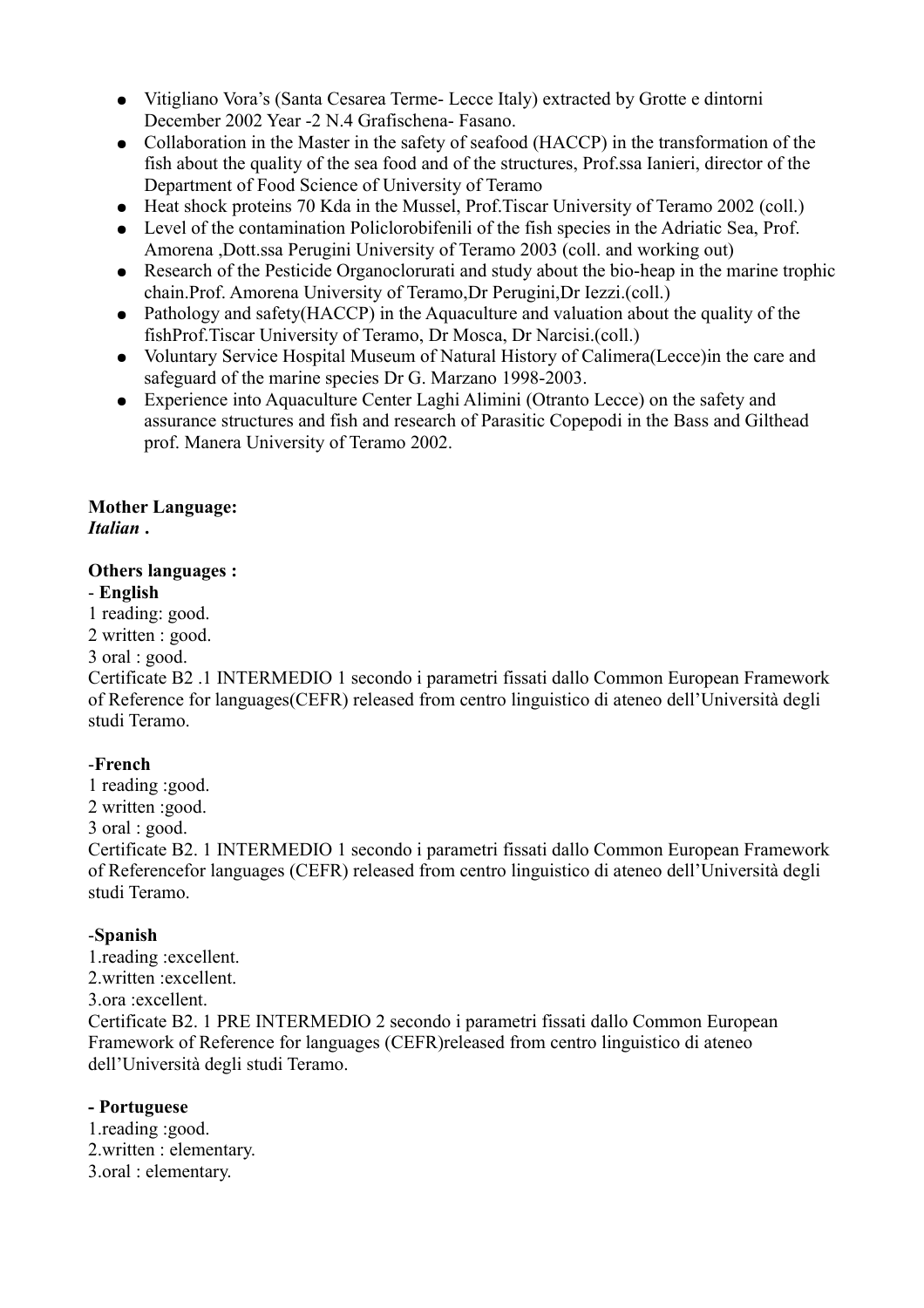- Vitigliano Vora's (Santa Cesarea Terme- Lecce Italy) extracted by Grotte e dintorni December 2002 Year -2 N.4 Grafischena- Fasano.
- Collaboration in the Master in the safety of seafood (HACCP) in the transformation of the fish about the quality of the sea food and of the structures, Prof.ssa Ianieri, director of the Department of Food Science of University of Teramo
- Heat shock proteins 70 Kda in the Mussel, Prof.Tiscar University of Teramo 2002 (coll.)
- Level of the contamination Policlorobifenili of the fish species in the Adriatic Sea, Prof. Amorena ,Dott.ssa Perugini University of Teramo 2003 (coll. and working out)
- Research of the Pesticide Organoclorurati and study about the bio-heap in the marine trophic chain.Prof. Amorena University of Teramo,Dr Perugini,Dr Iezzi.(coll.)
- Pathology and safety(HACCP) in the Aquaculture and valuation about the quality of the fishProf.Tiscar University of Teramo, Dr Mosca, Dr Narcisi.(coll.)
- Voluntary Service Hospital Museum of Natural History of Calimera(Lecce)in the care and safeguard of the marine species Dr G. Marzano 1998-2003.
- Experience into Aquaculture Center Laghi Alimini (Otranto Lecce) on the safety and assurance structures and fish and research of Parasitic Copepodi in the Bass and Gilthead prof. Manera University of Teramo 2002.

**Mother Language:**
***Italian .***

**Others languages :**
- **English**

1 reading: good.
2 written : good.
3 oral : good.
Certificate B2 .1 INTERMEDIO 1 secondo i parametri fissati dallo Common European Framework of Reference for languages(CEFR) released from centro linguistico di ateneo dell'Università degli studi Teramo.

-**French**

1 reading :good.
2 written :good.
3 oral : good.
Certificate B2. 1 INTERMEDIO 1 secondo i parametri fissati dallo Common European Framework of Referencefor languages (CEFR) released from centro linguistico di ateneo dell'Università degli studi Teramo.

-**Spanish**

1.reading :excellent.
2.written :excellent.
3.ora :excellent.
Certificate B2. 1 PRE INTERMEDIO 2 secondo i parametri fissati dallo Common European Framework of Reference for languages (CEFR)released from centro linguistico di ateneo dell'Università degli studi Teramo.

**- Portuguese**

1.reading :good.
2.written : elementary.
3.oral : elementary.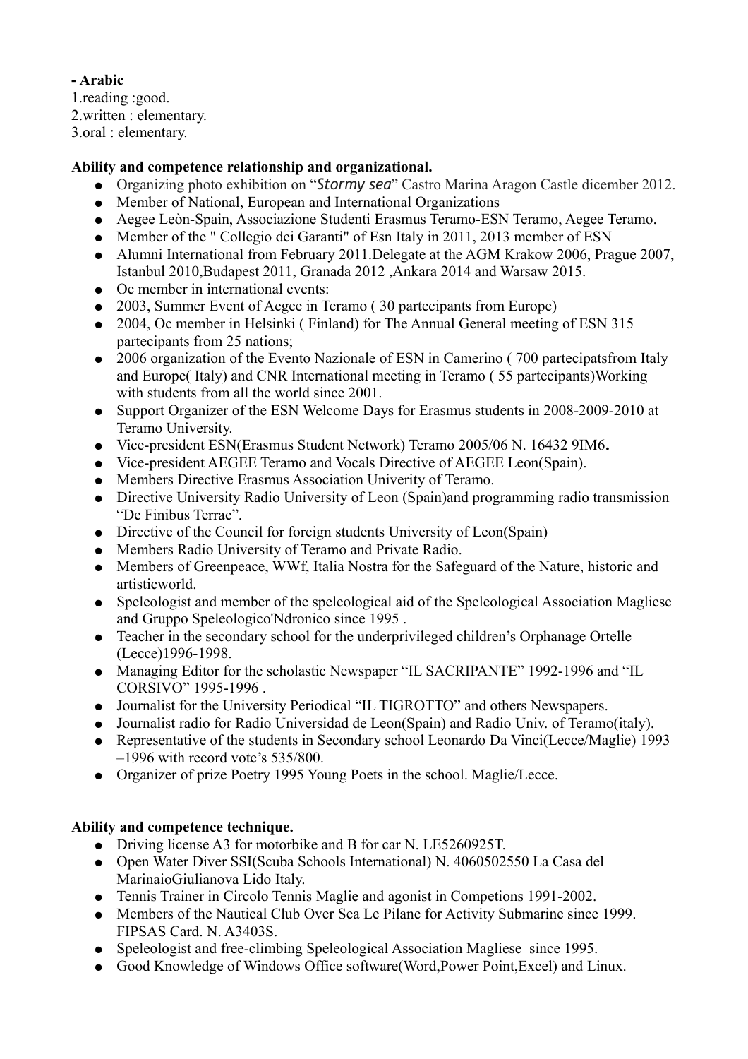**- Arabic**

1.reading :good.
2.written : elementary.
3.oral : elementary.

**Ability and competence relationship and organizational.**

- Organizing photo exhibition on "*Stormy sea*" Castro Marina Aragon Castle dicember 2012.
- Member of National, European and International Organizations
- Aegee Leòn-Spain, Associazione Studenti Erasmus Teramo-ESN Teramo, Aegee Teramo.
- Member of the " Collegio dei Garanti" of Esn Italy in 2011, 2013 member of ESN
- Alumni International from February 2011.Delegate at the AGM Krakow 2006, Prague 2007, Istanbul 2010,Budapest 2011, Granada 2012 ,Ankara 2014 and Warsaw 2015.
- Oc member in international events:
- 2003, Summer Event of Aegee in Teramo ( 30 partecipants from Europe)
- 2004, Oc member in Helsinki ( Finland) for The Annual General meeting of ESN 315 partecipants from 25 nations;
- 2006 organization of the Evento Nazionale of ESN in Camerino ( 700 partecipatsfrom Italy and Europe( Italy) and CNR International meeting in Teramo ( 55 partecipants)Working with students from all the world since 2001.
- Support Organizer of the ESN Welcome Days for Erasmus students in 2008-2009-2010 at Teramo University.
- Vice-president ESN(Erasmus Student Network) Teramo 2005/06 N. 16432 9IM6**.**
- Vice-president AEGEE Teramo and Vocals Directive of AEGEE Leon(Spain).
- Members Directive Erasmus Association Univerity of Teramo.
- Directive University Radio University of Leon (Spain)and programming radio transmission "De Finibus Terrae".
- Directive of the Council for foreign students University of Leon(Spain)
- Members Radio University of Teramo and Private Radio.
- Members of Greenpeace, WWf, Italia Nostra for the Safeguard of the Nature, historic and artisticworld.
- Speleologist and member of the speleological aid of the Speleological Association Magliese and Gruppo Speleologico'Ndronico since 1995 .
- Teacher in the secondary school for the underprivileged children's Orphanage Ortelle (Lecce)1996-1998.
- Managing Editor for the scholastic Newspaper "IL SACRIPANTE" 1992-1996 and "IL CORSIVO" 1995-1996 .
- Journalist for the University Periodical "IL TIGROTTO" and others Newspapers.
- Journalist radio for Radio Universidad de Leon(Spain) and Radio Univ. of Teramo(italy).
- Representative of the students in Secondary school Leonardo Da Vinci(Lecce/Maglie) 1993 –1996 with record vote's 535/800.
- Organizer of prize Poetry 1995 Young Poets in the school. Maglie/Lecce.

**Ability and competence technique.**

- Driving license A3 for motorbike and B for car N. LE5260925T.
- Open Water Diver SSI(Scuba Schools International) N. 4060502550 La Casa del MarinaioGiulianova Lido Italy.
- Tennis Trainer in Circolo Tennis Maglie and agonist in Competions 1991-2002.
- Members of the Nautical Club Over Sea Le Pilane for Activity Submarine since 1999. FIPSAS Card. N. A3403S.
- Speleologist and free-climbing Speleological Association Magliese since 1995.
- Good Knowledge of Windows Office software(Word,Power Point,Excel) and Linux.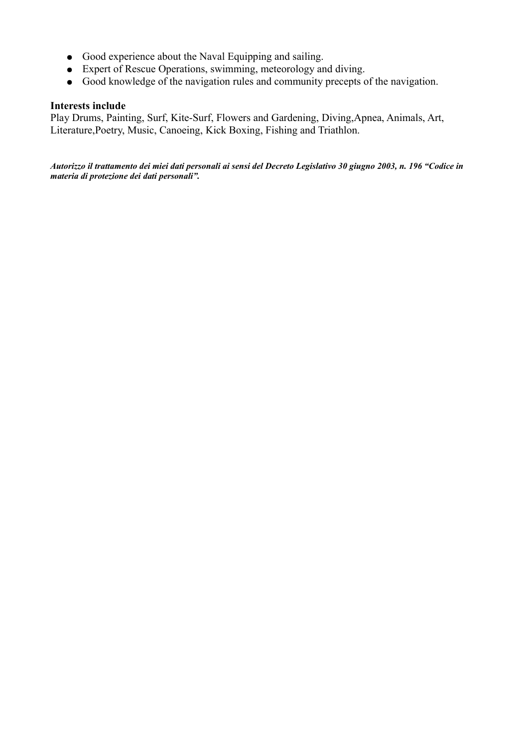- Good experience about the Naval Equipping and sailing.
- Expert of Rescue Operations, swimming, meteorology and diving.
- Good knowledge of the navigation rules and community precepts of the navigation.

**Interests include**

Play Drums, Painting, Surf, Kite-Surf, Flowers and Gardening, Diving,Apnea, Animals, Art, Literature,Poetry, Music, Canoeing, Kick Boxing, Fishing and Triathlon.

***Autorizzo il trattamento dei miei dati personali ai sensi del Decreto Legislativo 30 giugno 2003, n. 196 "Codice in materia di protezione dei dati personali".***